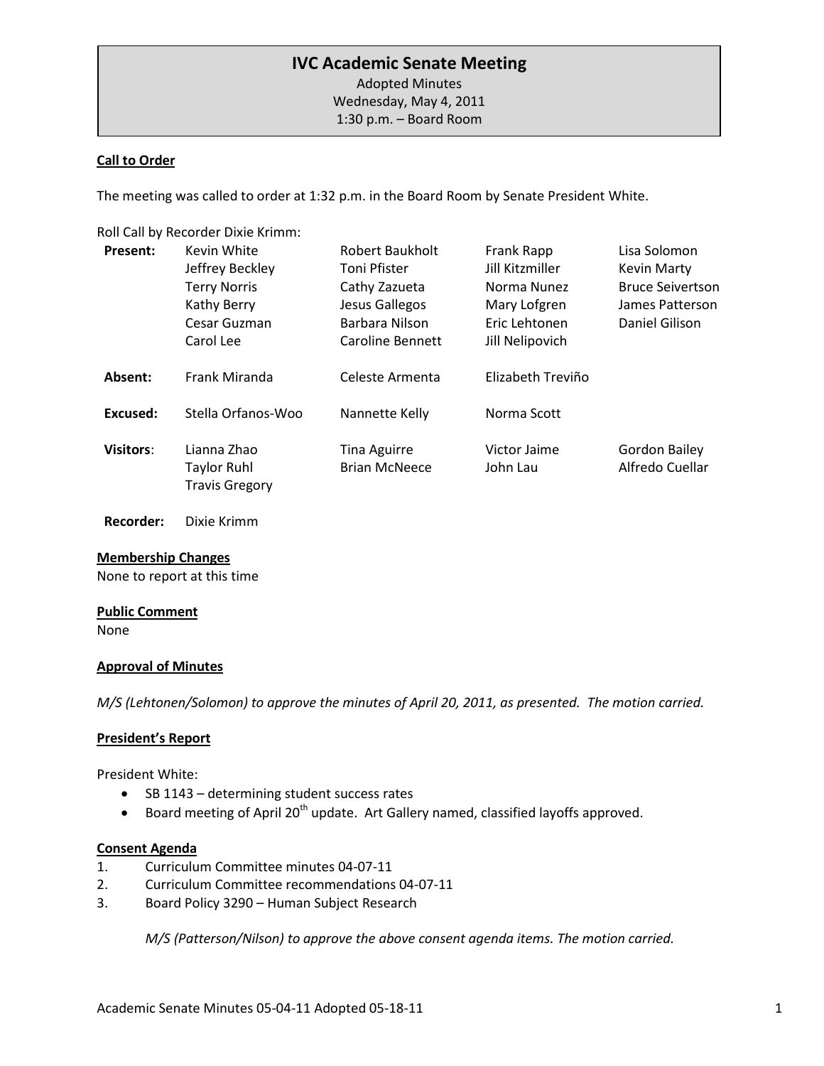# IVC Academic Senate Meeting

Adopted Minutes
Wednesday, May 4, 2011
1:30 p.m. – Board Room

## Call to Order

The meeting was called to order at 1:32 p.m. in the Board Room by Senate President White.

Roll Call by Recorder Dixie Krimm:

| | | | | |
|---|---|---|---|---|
| **Present:** | Kevin White | Robert Baukholt | Frank Rapp | Lisa Solomon |
| | Jeffrey Beckley | Toni Pfister | Jill Kitzmiller | Kevin Marty |
| | Terry Norris | Cathy Zazueta | Norma Nunez | Bruce Seivertson |
| | Kathy Berry | Jesus Gallegos | Mary Lofgren | James Patterson |
| | Cesar Guzman | Barbara Nilson | Eric Lehtonen | Daniel Gilison |
| | Carol Lee | Caroline Bennett | Jill Nelipovich | |
| **Absent:** | Frank Miranda | Celeste Armenta | Elizabeth Treviño | |
| **Excused:** | Stella Orfanos-Woo | Nannette Kelly | Norma Scott | |
| **Visitors:** | Lianna Zhao | Tina Aguirre | Victor Jaime | Gordon Bailey |
| | Taylor Ruhl | Brian McNeece | John Lau | Alfredo Cuellar |
| | Travis Gregory | | | |
| **Recorder:** | Dixie Krimm | | | |

## Membership Changes

None to report at this time

## Public Comment

None

## Approval of Minutes

*M/S (Lehtonen/Solomon) to approve the minutes of April 20, 2011, as presented. The motion carried.*

## President's Report

President White:

- SB 1143 – determining student success rates
- Board meeting of April 20th update. Art Gallery named, classified layoffs approved.

## Consent Agenda

1. Curriculum Committee minutes 04-07-11
2. Curriculum Committee recommendations 04-07-11
3. Board Policy 3290 – Human Subject Research

   *M/S (Patterson/Nilson) to approve the above consent agenda items. The motion carried.*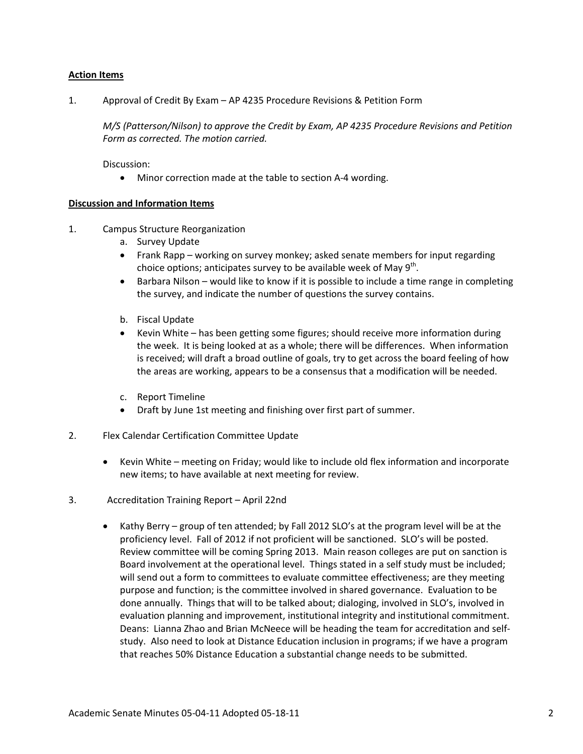**Action Items**

1. Approval of Credit By Exam – AP 4235 Procedure Revisions & Petition Form

   *M/S (Patterson/Nilson) to approve the Credit by Exam, AP 4235 Procedure Revisions and Petition Form as corrected. The motion carried.*

   Discussion:

   - Minor correction made at the table to section A-4 wording.

**Discussion and Information Items**

1. Campus Structure Reorganization
   a. Survey Update
   - Frank Rapp – working on survey monkey; asked senate members for input regarding choice options; anticipates survey to be available week of May 9th.
   - Barbara Nilson – would like to know if it is possible to include a time range in completing the survey, and indicate the number of questions the survey contains.

   b. Fiscal Update
   - Kevin White – has been getting some figures; should receive more information during the week. It is being looked at as a whole; there will be differences. When information is received; will draft a broad outline of goals, try to get across the board feeling of how the areas are working, appears to be a consensus that a modification will be needed.

   c. Report Timeline
   - Draft by June 1st meeting and finishing over first part of summer.

2. Flex Calendar Certification Committee Update

   - Kevin White – meeting on Friday; would like to include old flex information and incorporate new items; to have available at next meeting for review.

3. Accreditation Training Report – April 22nd

   - Kathy Berry – group of ten attended; by Fall 2012 SLO's at the program level will be at the proficiency level. Fall of 2012 if not proficient will be sanctioned. SLO's will be posted. Review committee will be coming Spring 2013. Main reason colleges are put on sanction is Board involvement at the operational level. Things stated in a self study must be included; will send out a form to committees to evaluate committee effectiveness; are they meeting purpose and function; is the committee involved in shared governance. Evaluation to be done annually. Things that will to be talked about; dialoging, involved in SLO's, involved in evaluation planning and improvement, institutional integrity and institutional commitment. Deans: Lianna Zhao and Brian McNeece will be heading the team for accreditation and self-study. Also need to look at Distance Education inclusion in programs; if we have a program that reaches 50% Distance Education a substantial change needs to be submitted.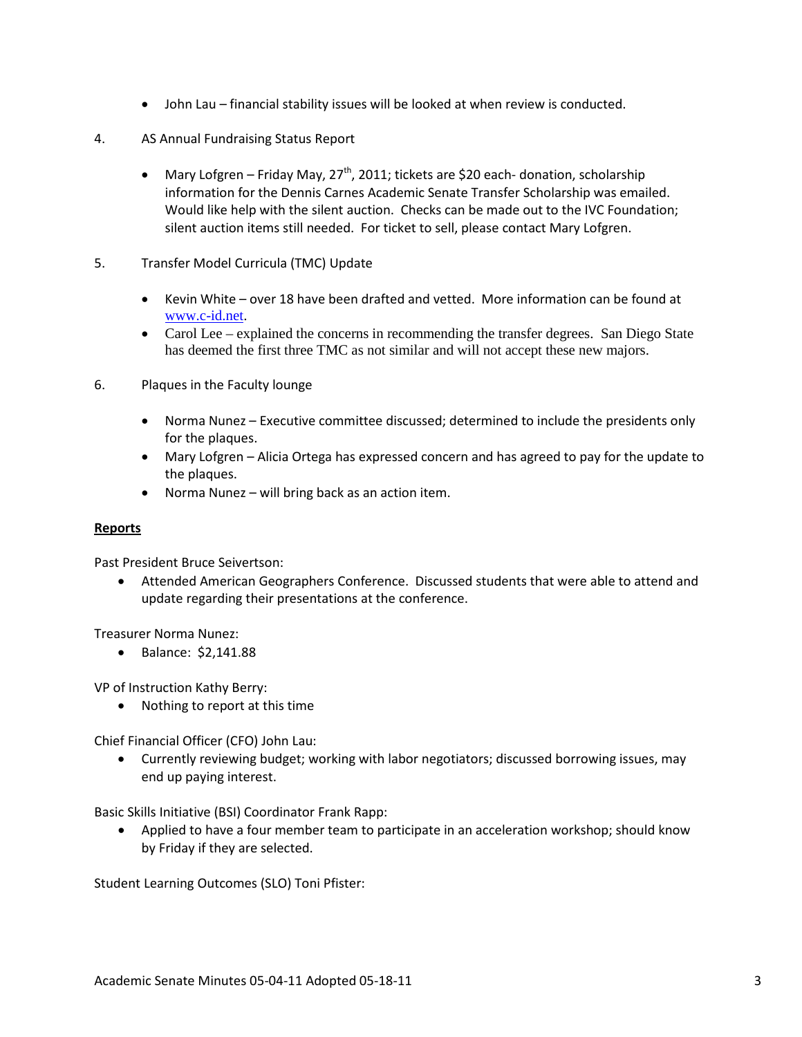- John Lau – financial stability issues will be looked at when review is conducted.

4. AS Annual Fundraising Status Report

    - Mary Lofgren – Friday May, 27th, 2011; tickets are $20 each- donation, scholarship information for the Dennis Carnes Academic Senate Transfer Scholarship was emailed. Would like help with the silent auction. Checks can be made out to the IVC Foundation; silent auction items still needed. For ticket to sell, please contact Mary Lofgren.

5. Transfer Model Curricula (TMC) Update

    - Kevin White – over 18 have been drafted and vetted. More information can be found at www.c-id.net.
    - Carol Lee – explained the concerns in recommending the transfer degrees. San Diego State has deemed the first three TMC as not similar and will not accept these new majors.

6. Plaques in the Faculty lounge

    - Norma Nunez – Executive committee discussed; determined to include the presidents only for the plaques.
    - Mary Lofgren – Alicia Ortega has expressed concern and has agreed to pay for the update to the plaques.
    - Norma Nunez – will bring back as an action item.

**Reports**

Past President Bruce Seivertson:

- Attended American Geographers Conference. Discussed students that were able to attend and update regarding their presentations at the conference.

Treasurer Norma Nunez:

- Balance: $2,141.88

VP of Instruction Kathy Berry:

- Nothing to report at this time

Chief Financial Officer (CFO) John Lau:

- Currently reviewing budget; working with labor negotiators; discussed borrowing issues, may end up paying interest.

Basic Skills Initiative (BSI) Coordinator Frank Rapp:

- Applied to have a four member team to participate in an acceleration workshop; should know by Friday if they are selected.

Student Learning Outcomes (SLO) Toni Pfister: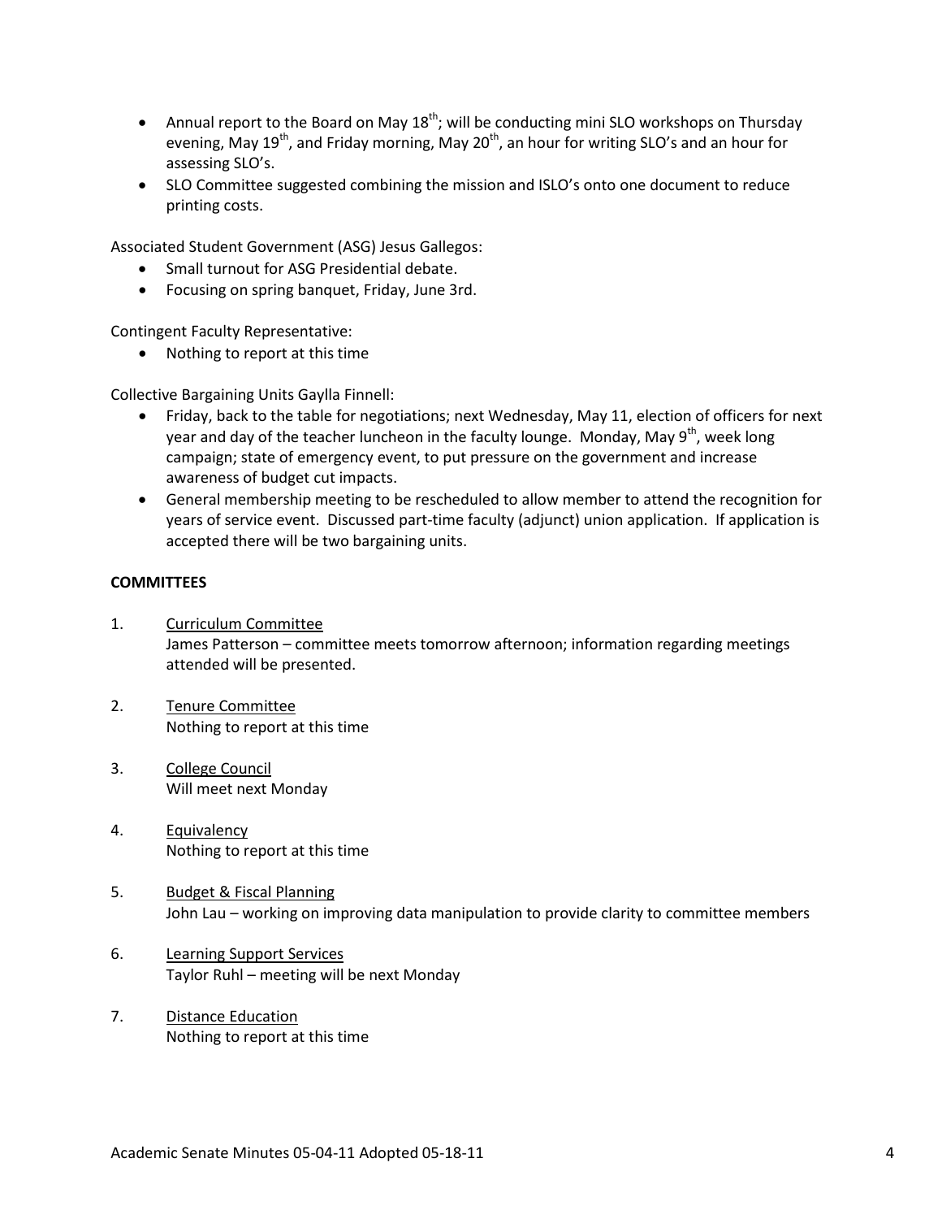- Annual report to the Board on May 18th; will be conducting mini SLO workshops on Thursday evening, May 19th, and Friday morning, May 20th, an hour for writing SLO's and an hour for assessing SLO's.
- SLO Committee suggested combining the mission and ISLO's onto one document to reduce printing costs.

Associated Student Government (ASG) Jesus Gallegos:

- Small turnout for ASG Presidential debate.
- Focusing on spring banquet, Friday, June 3rd.

Contingent Faculty Representative:

- Nothing to report at this time

Collective Bargaining Units Gaylla Finnell:

- Friday, back to the table for negotiations; next Wednesday, May 11, election of officers for next year and day of the teacher luncheon in the faculty lounge. Monday, May 9th, week long campaign; state of emergency event, to put pressure on the government and increase awareness of budget cut impacts.
- General membership meeting to be rescheduled to allow member to attend the recognition for years of service event. Discussed part-time faculty (adjunct) union application. If application is accepted there will be two bargaining units.

**COMMITTEES**

1. Curriculum Committee
   James Patterson – committee meets tomorrow afternoon; information regarding meetings attended will be presented.

2. Tenure Committee
   Nothing to report at this time

3. College Council
   Will meet next Monday

4. Equivalency
   Nothing to report at this time

5. Budget & Fiscal Planning
   John Lau – working on improving data manipulation to provide clarity to committee members

6. Learning Support Services
   Taylor Ruhl – meeting will be next Monday

7. Distance Education
   Nothing to report at this time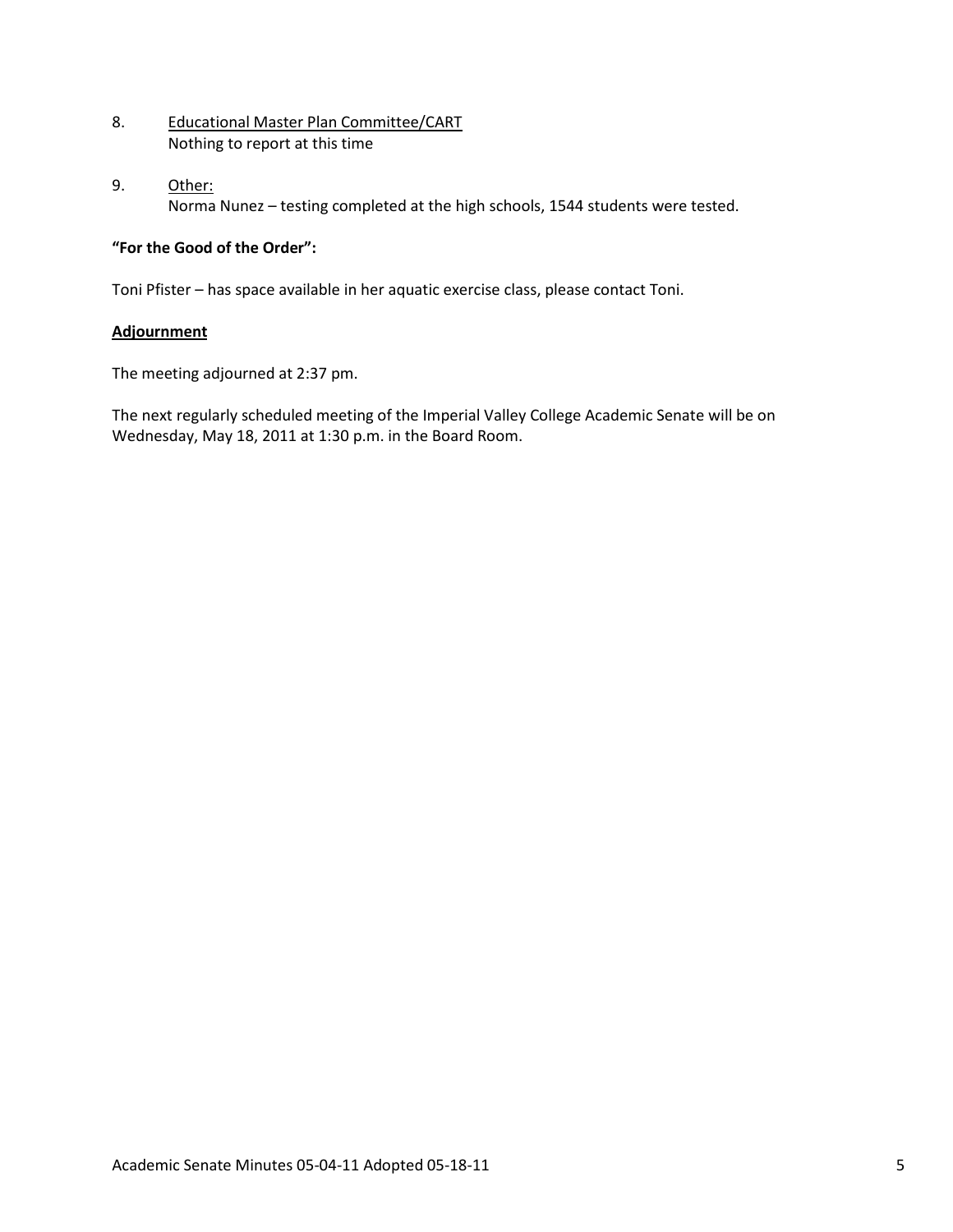8. <u>Educational Master Plan Committee/CART</u>
   Nothing to report at this time

9. <u>Other:</u>
   Norma Nunez – testing completed at the high schools, 1544 students were tested.

**"For the Good of the Order":**

Toni Pfister – has space available in her aquatic exercise class, please contact Toni.

**<u>Adjournment</u>**

The meeting adjourned at 2:37 pm.

The next regularly scheduled meeting of the Imperial Valley College Academic Senate will be on Wednesday, May 18, 2011 at 1:30 p.m. in the Board Room.